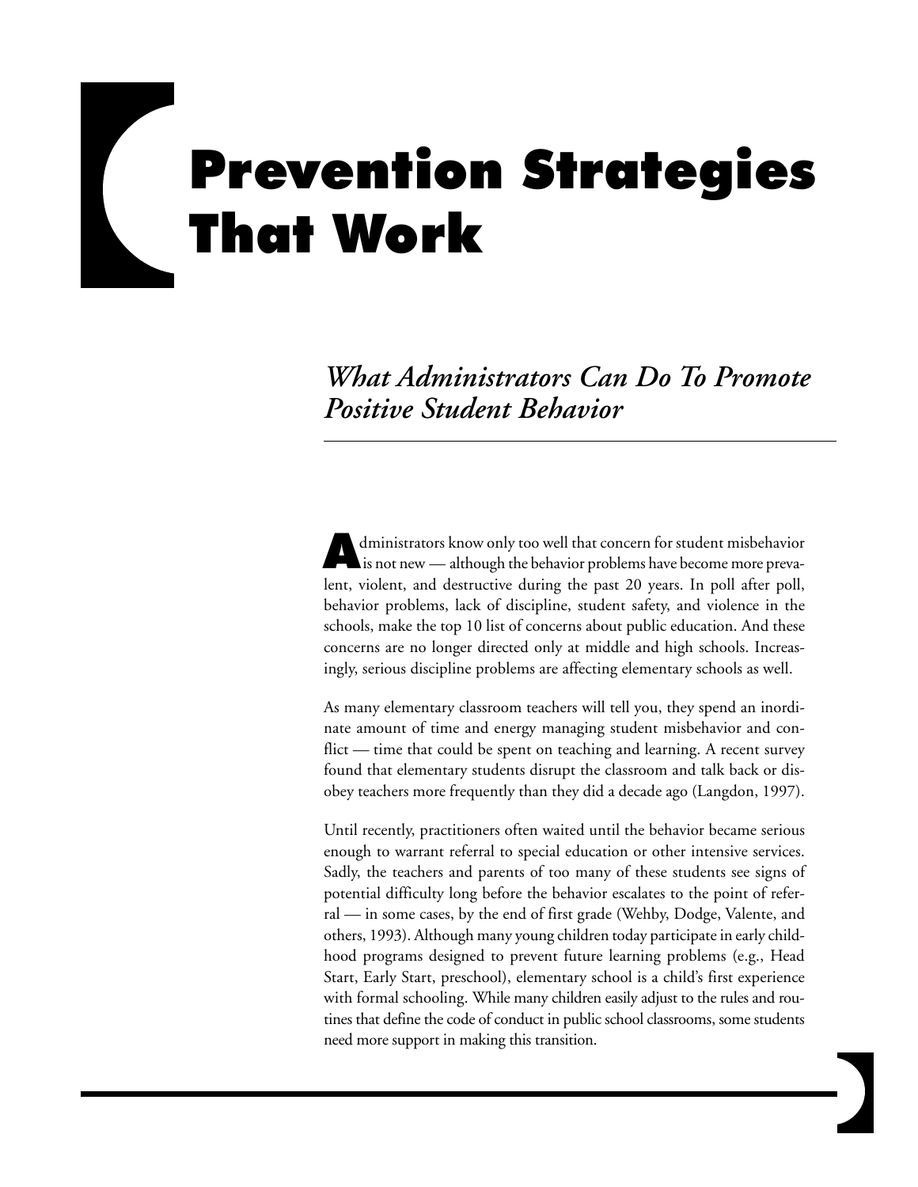# Prevention Strategies That Work

## *What Administrators Can Do To Promote Positive Student Behavior*

Administrators know only too well that concern for student misbehavior is not new — although the behavior problems have become more prevalent, violent, and destructive during the past 20 years. In poll after poll, behavior problems, lack of discipline, student safety, and violence in the schools, make the top 10 list of concerns about public education. And these concerns are no longer directed only at middle and high schools. Increasingly, serious discipline problems are affecting elementary schools as well.

As many elementary classroom teachers will tell you, they spend an inordinate amount of time and energy managing student misbehavior and conflict — time that could be spent on teaching and learning. A recent survey found that elementary students disrupt the classroom and talk back or disobey teachers more frequently than they did a decade ago (Langdon, 1997).

Until recently, practitioners often waited until the behavior became serious enough to warrant referral to special education or other intensive services. Sadly, the teachers and parents of too many of these students see signs of potential difficulty long before the behavior escalates to the point of referral — in some cases, by the end of first grade (Wehby, Dodge, Valente, and others, 1993). Although many young children today participate in early childhood programs designed to prevent future learning problems (e.g., Head Start, Early Start, preschool), elementary school is a child's first experience with formal schooling. While many children easily adjust to the rules and routines that define the code of conduct in public school classrooms, some students need more support in making this transition.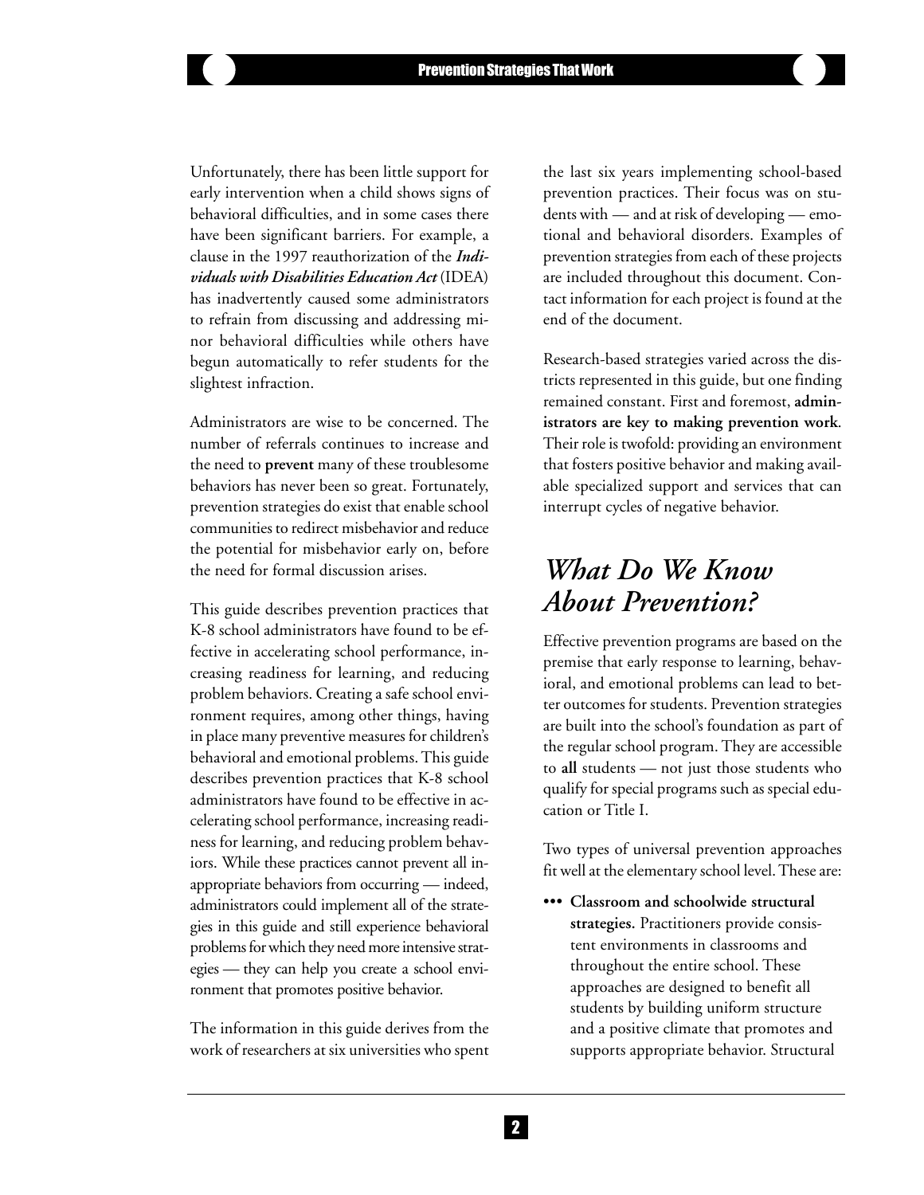Unfortunately, there has been little support for early intervention when a child shows signs of behavioral difficulties, and in some cases there have been significant barriers. For example, a clause in the 1997 reauthorization of the ***Individuals with Disabilities Education Act*** (IDEA) has inadvertently caused some administrators to refrain from discussing and addressing minor behavioral difficulties while others have begun automatically to refer students for the slightest infraction.

Administrators are wise to be concerned. The number of referrals continues to increase and the need to **prevent** many of these troublesome behaviors has never been so great. Fortunately, prevention strategies do exist that enable school communities to redirect misbehavior and reduce the potential for misbehavior early on, before the need for formal discussion arises.

This guide describes prevention practices that K-8 school administrators have found to be effective in accelerating school performance, increasing readiness for learning, and reducing problem behaviors. Creating a safe school environment requires, among other things, having in place many preventive measures for children's behavioral and emotional problems. This guide describes prevention practices that K-8 school administrators have found to be effective in accelerating school performance, increasing readiness for learning, and reducing problem behaviors. While these practices cannot prevent all inappropriate behaviors from occurring — indeed, administrators could implement all of the strategies in this guide and still experience behavioral problems for which they need more intensive strategies — they can help you create a school environment that promotes positive behavior.

The information in this guide derives from the work of researchers at six universities who spent the last six years implementing school-based prevention practices. Their focus was on students with — and at risk of developing — emotional and behavioral disorders. Examples of prevention strategies from each of these projects are included throughout this document. Contact information for each project is found at the end of the document.

Research-based strategies varied across the districts represented in this guide, but one finding remained constant. First and foremost, **administrators are key to making prevention work**. Their role is twofold: providing an environment that fosters positive behavior and making available specialized support and services that can interrupt cycles of negative behavior.

## *What Do We Know About Prevention?*

Effective prevention programs are based on the premise that early response to learning, behavioral, and emotional problems can lead to better outcomes for students. Prevention strategies are built into the school's foundation as part of the regular school program. They are accessible to **all** students — not just those students who qualify for special programs such as special education or Title I.

Two types of universal prevention approaches fit well at the elementary school level. These are:

- **Classroom and schoolwide structural strategies.** Practitioners provide consistent environments in classrooms and throughout the entire school. These approaches are designed to benefit all students by building uniform structure and a positive climate that promotes and supports appropriate behavior. Structural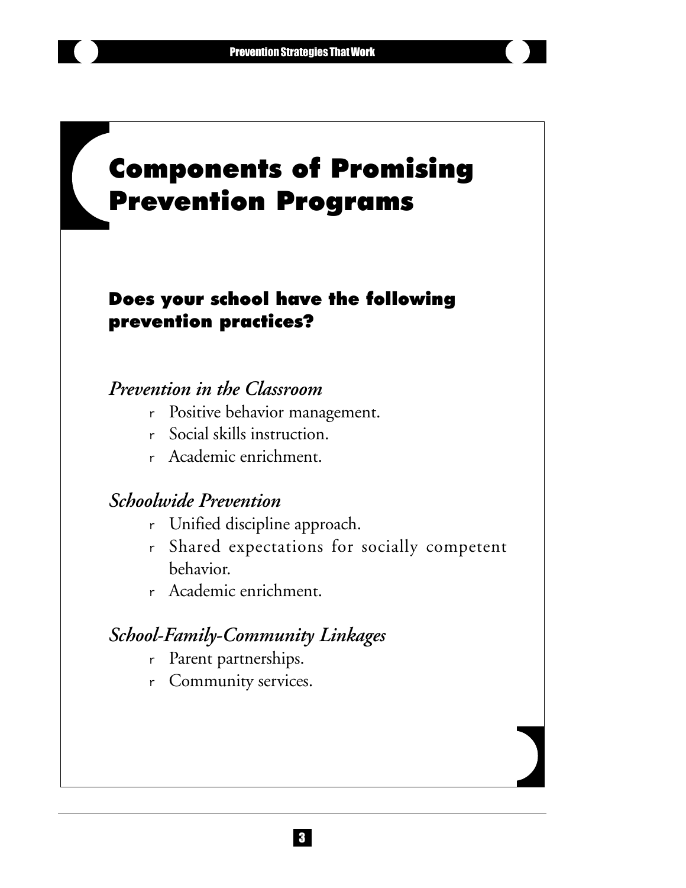# Components of Promising Prevention Programs

## Does your school have the following prevention practices?

### *Prevention in the Classroom*

- Positive behavior management.
- Social skills instruction.
- Academic enrichment.

### *Schoolwide Prevention*

- Unified discipline approach.
- Shared expectations for socially competent behavior.
- Academic enrichment.

### *School-Family-Community Linkages*

- Parent partnerships.
- Community services.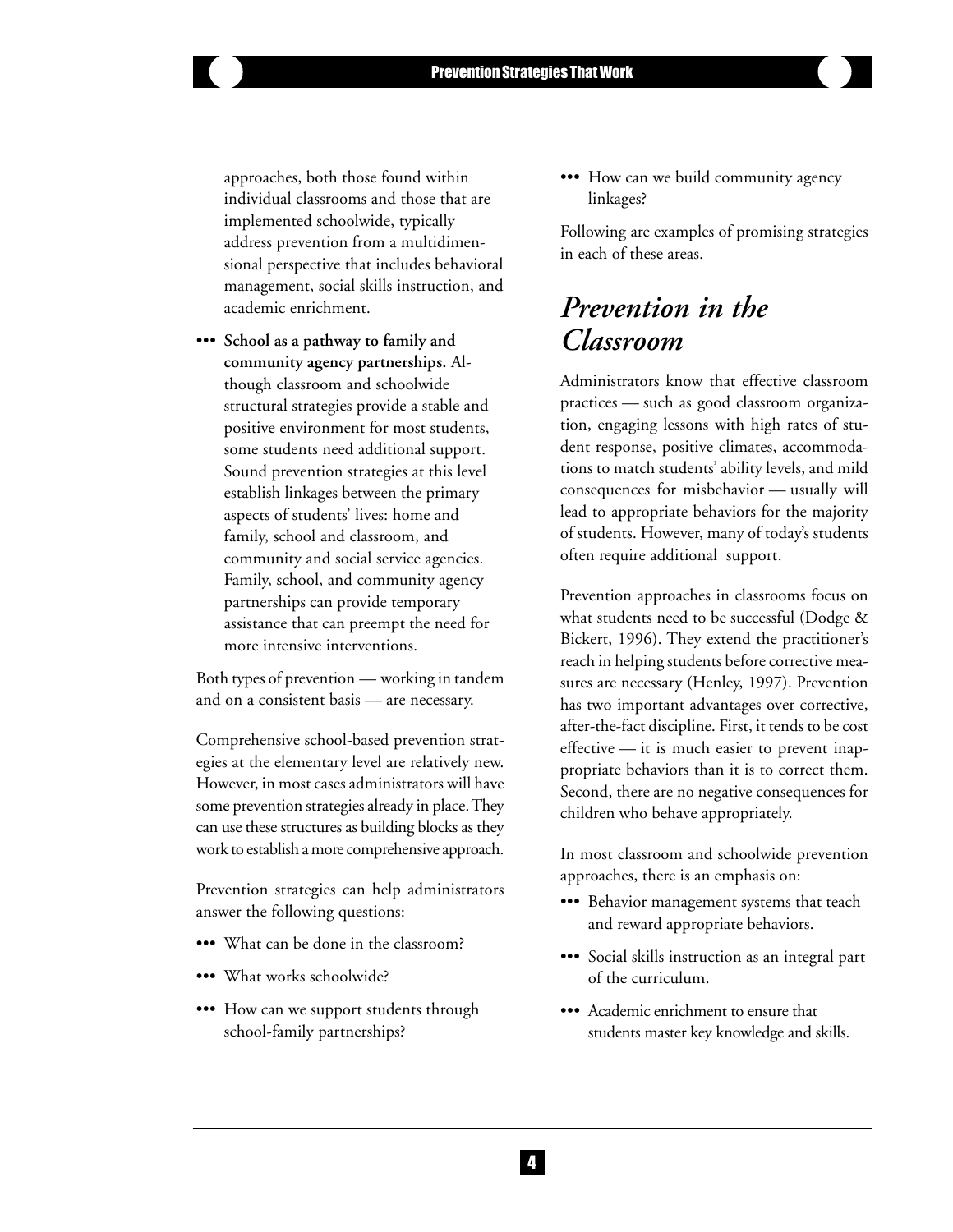approaches, both those found within individual classrooms and those that are implemented schoolwide, typically address prevention from a multidimensional perspective that includes behavioral management, social skills instruction, and academic enrichment.

- **School as a pathway to family and community agency partnerships.** Although classroom and schoolwide structural strategies provide a stable and positive environment for most students, some students need additional support. Sound prevention strategies at this level establish linkages between the primary aspects of students' lives: home and family, school and classroom, and community and social service agencies. Family, school, and community agency partnerships can provide temporary assistance that can preempt the need for more intensive interventions.

Both types of prevention — working in tandem and on a consistent basis — are necessary.

Comprehensive school-based prevention strategies at the elementary level are relatively new. However, in most cases administrators will have some prevention strategies already in place. They can use these structures as building blocks as they work to establish a more comprehensive approach.

Prevention strategies can help administrators answer the following questions:

- What can be done in the classroom?
- What works schoolwide?
- How can we support students through school-family partnerships?
- How can we build community agency linkages?

Following are examples of promising strategies in each of these areas.

## *Prevention in the Classroom*

Administrators know that effective classroom practices — such as good classroom organization, engaging lessons with high rates of student response, positive climates, accommodations to match students' ability levels, and mild consequences for misbehavior — usually will lead to appropriate behaviors for the majority of students. However, many of today's students often require additional support.

Prevention approaches in classrooms focus on what students need to be successful (Dodge & Bickert, 1996). They extend the practitioner's reach in helping students before corrective measures are necessary (Henley, 1997). Prevention has two important advantages over corrective, after-the-fact discipline. First, it tends to be cost effective — it is much easier to prevent inappropriate behaviors than it is to correct them. Second, there are no negative consequences for children who behave appropriately.

In most classroom and schoolwide prevention approaches, there is an emphasis on:

- Behavior management systems that teach and reward appropriate behaviors.
- Social skills instruction as an integral part of the curriculum.
- Academic enrichment to ensure that students master key knowledge and skills.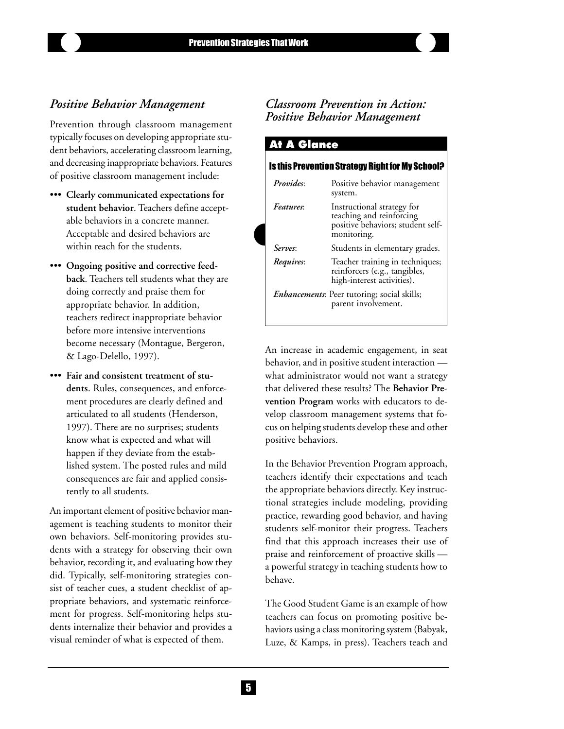### *Positive Behavior Management*

Prevention through classroom management typically focuses on developing appropriate student behaviors, accelerating classroom learning, and decreasing inappropriate behaviors. Features of positive classroom management include:

- **Clearly communicated expectations for student behavior**. Teachers define acceptable behaviors in a concrete manner. Acceptable and desired behaviors are within reach for the students.
- **Ongoing positive and corrective feedback**. Teachers tell students what they are doing correctly and praise them for appropriate behavior. In addition, teachers redirect inappropriate behavior before more intensive interventions become necessary (Montague, Bergeron, & Lago-Delello, 1997).
- **Fair and consistent treatment of students**. Rules, consequences, and enforcement procedures are clearly defined and articulated to all students (Henderson, 1997). There are no surprises; students know what is expected and what will happen if they deviate from the established system. The posted rules and mild consequences are fair and applied consistently to all students.

An important element of positive behavior management is teaching students to monitor their own behaviors. Self-monitoring provides students with a strategy for observing their own behavior, recording it, and evaluating how they did. Typically, self-monitoring strategies consist of teacher cues, a student checklist of appropriate behaviors, and systematic reinforcement for progress. Self-monitoring helps students internalize their behavior and provides a visual reminder of what is expected of them.

### *Classroom Prevention in Action: Positive Behavior Management*

**At A Glance**

**Is this Prevention Strategy Right for My School?**

| | |
|---|---|
| *Provides*: | Positive behavior management system. |
| *Features*: | Instructional strategy for teaching and reinforcing positive behaviors; student self-monitoring. |
| *Serves*: | Students in elementary grades. |
| *Requires*: | Teacher training in techniques; reinforcers (e.g., tangibles, high-interest activities). |
| *Enhancements*: | Peer tutoring; social skills; parent involvement. |

An increase in academic engagement, in seat behavior, and in positive student interaction — what administrator would not want a strategy that delivered these results? The **Behavior Prevention Program** works with educators to develop classroom management systems that focus on helping students develop these and other positive behaviors.

In the Behavior Prevention Program approach, teachers identify their expectations and teach the appropriate behaviors directly. Key instructional strategies include modeling, providing practice, rewarding good behavior, and having students self-monitor their progress. Teachers find that this approach increases their use of praise and reinforcement of proactive skills — a powerful strategy in teaching students how to behave.

The Good Student Game is an example of how teachers can focus on promoting positive behaviors using a class monitoring system (Babyak, Luze, & Kamps, in press). Teachers teach and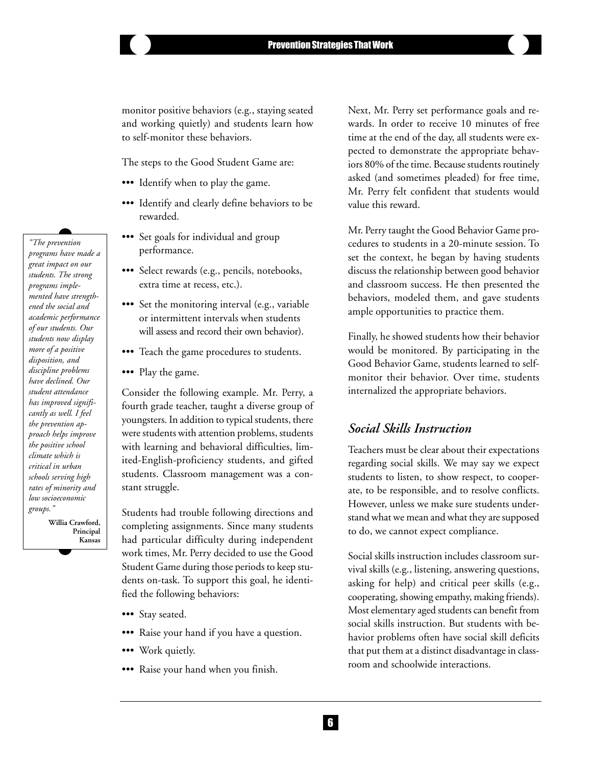monitor positive behaviors (e.g., staying seated and working quietly) and students learn how to self-monitor these behaviors.

The steps to the Good Student Game are:

- Identify when to play the game.
- Identify and clearly define behaviors to be rewarded.
- Set goals for individual and group performance.
- Select rewards (e.g., pencils, notebooks, extra time at recess, etc.).
- Set the monitoring interval (e.g., variable or intermittent intervals when students will assess and record their own behavior).
- Teach the game procedures to students.
- Play the game.

> *"The prevention programs have made a great impact on our students. The strong programs implemented have strengthened the social and academic performance of our students. Our students now display more of a positive disposition, and discipline problems have declined. Our student attendance has improved significantly as well. I feel the prevention approach helps improve the positive school climate which is critical in urban schools serving high rates of minority and low socioeconomic groups."*
>
> **Willia Crawford, Principal Kansas**

Consider the following example. Mr. Perry, a fourth grade teacher, taught a diverse group of youngsters. In addition to typical students, there were students with attention problems, students with learning and behavioral difficulties, limited-English-proficiency students, and gifted students. Classroom management was a constant struggle.

Students had trouble following directions and completing assignments. Since many students had particular difficulty during independent work times, Mr. Perry decided to use the Good Student Game during those periods to keep students on-task. To support this goal, he identified the following behaviors:

- Stay seated.
- Raise your hand if you have a question.
- Work quietly.
- Raise your hand when you finish.

Next, Mr. Perry set performance goals and rewards. In order to receive 10 minutes of free time at the end of the day, all students were expected to demonstrate the appropriate behaviors 80% of the time. Because students routinely asked (and sometimes pleaded) for free time, Mr. Perry felt confident that students would value this reward.

Mr. Perry taught the Good Behavior Game procedures to students in a 20-minute session. To set the context, he began by having students discuss the relationship between good behavior and classroom success. He then presented the behaviors, modeled them, and gave students ample opportunities to practice them.

Finally, he showed students how their behavior would be monitored. By participating in the Good Behavior Game, students learned to self-monitor their behavior. Over time, students internalized the appropriate behaviors.

## *Social Skills Instruction*

Teachers must be clear about their expectations regarding social skills. We may say we expect students to listen, to show respect, to cooperate, to be responsible, and to resolve conflicts. However, unless we make sure students understand what we mean and what they are supposed to do, we cannot expect compliance.

Social skills instruction includes classroom survival skills (e.g., listening, answering questions, asking for help) and critical peer skills (e.g., cooperating, showing empathy, making friends). Most elementary aged students can benefit from social skills instruction. But students with behavior problems often have social skill deficits that put them at a distinct disadvantage in classroom and schoolwide interactions.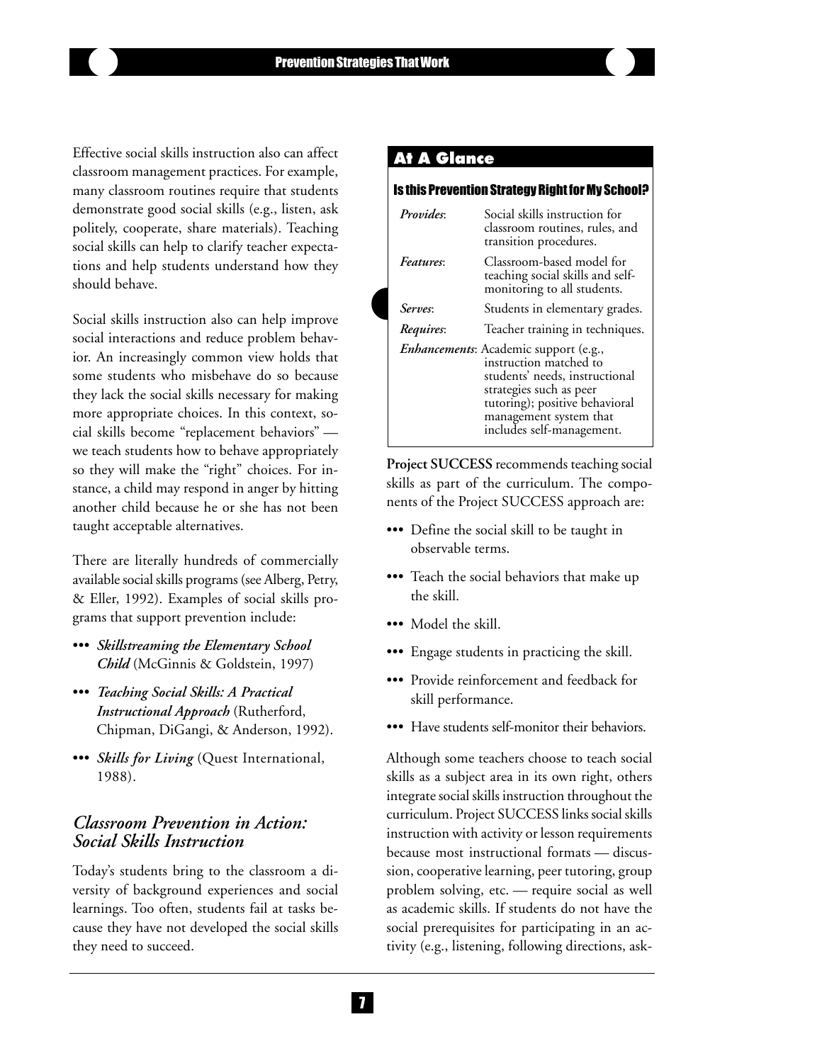Effective social skills instruction also can affect classroom management practices. For example, many classroom routines require that students demonstrate good social skills (e.g., listen, ask politely, cooperate, share materials). Teaching social skills can help to clarify teacher expectations and help students understand how they should behave.

Social skills instruction also can help improve social interactions and reduce problem behavior. An increasingly common view holds that some students who misbehave do so because they lack the social skills necessary for making more appropriate choices. In this context, social skills become "replacement behaviors" — we teach students how to behave appropriately so they will make the "right" choices. For instance, a child may respond in anger by hitting another child because he or she has not been taught acceptable alternatives.

There are literally hundreds of commercially available social skills programs (see Alberg, Petry, & Eller, 1992). Examples of social skills programs that support prevention include:

- ***Skillstreaming the Elementary School Child*** (McGinnis & Goldstein, 1997)
- ***Teaching Social Skills: A Practical Instructional Approach*** (Rutherford, Chipman, DiGangi, & Anderson, 1992).
- ***Skills for Living*** (Quest International, 1988).

## *Classroom Prevention in Action: Social Skills Instruction*

Today's students bring to the classroom a diversity of background experiences and social learnings. Too often, students fail at tasks because they have not developed the social skills they need to succeed.

### At A Glance

**Is this Prevention Strategy Right for My School?**

| | |
|---|---|
| *Provides*: | Social skills instruction for classroom routines, rules, and transition procedures. |
| *Features*: | Classroom-based model for teaching social skills and self-monitoring to all students. |
| *Serves*: | Students in elementary grades. |
| *Requires*: | Teacher training in techniques. |
| *Enhancements*: | Academic support (e.g., instruction matched to students' needs, instructional strategies such as peer tutoring); positive behavioral management system that includes self-management. |

**Project SUCCESS** recommends teaching social skills as part of the curriculum. The components of the Project SUCCESS approach are:

- Define the social skill to be taught in observable terms.
- Teach the social behaviors that make up the skill.
- Model the skill.
- Engage students in practicing the skill.
- Provide reinforcement and feedback for skill performance.
- Have students self-monitor their behaviors.

Although some teachers choose to teach social skills as a subject area in its own right, others integrate social skills instruction throughout the curriculum. Project SUCCESS links social skills instruction with activity or lesson requirements because most instructional formats — discussion, cooperative learning, peer tutoring, group problem solving, etc. — require social as well as academic skills. If students do not have the social prerequisites for participating in an activity (e.g., listening, following directions, ask-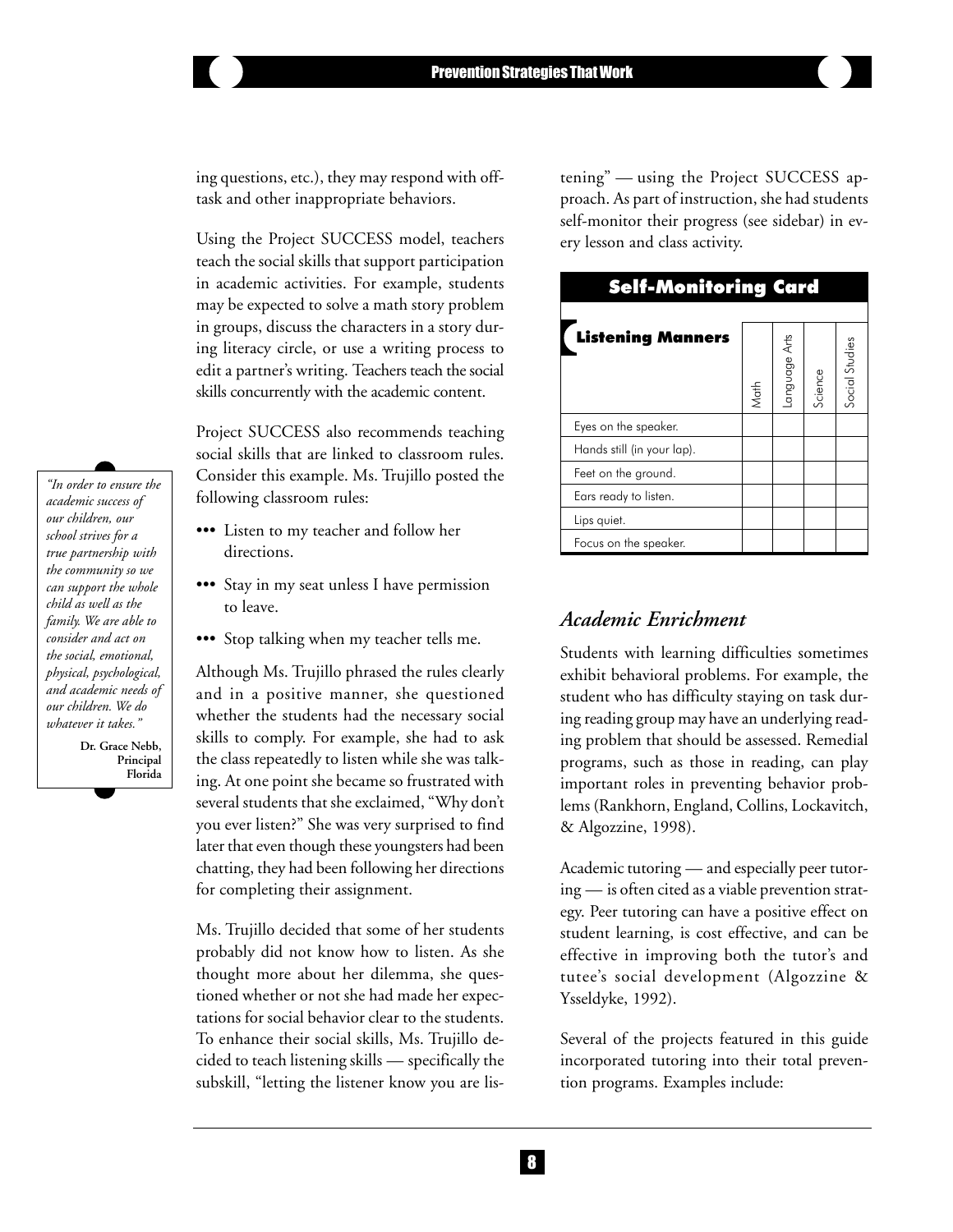ing questions, etc.), they may respond with off-task and other inappropriate behaviors.

Using the Project SUCCESS model, teachers teach the social skills that support participation in academic activities. For example, students may be expected to solve a math story problem in groups, discuss the characters in a story during literacy circle, or use a writing process to edit a partner's writing. Teachers teach the social skills concurrently with the academic content.

Project SUCCESS also recommends teaching social skills that are linked to classroom rules. Consider this example. Ms. Trujillo posted the following classroom rules:

- Listen to my teacher and follow her directions.
- Stay in my seat unless I have permission to leave.
- Stop talking when my teacher tells me.

> *"In order to ensure the academic success of our children, our school strives for a true partnership with the community so we can support the whole child as well as the family. We are able to consider and act on the social, emotional, physical, psychological, and academic needs of our children. We do whatever it takes."*
>
> **Dr. Grace Nebb, Principal Florida**

Although Ms. Trujillo phrased the rules clearly and in a positive manner, she questioned whether the students had the necessary social skills to comply. For example, she had to ask the class repeatedly to listen while she was talking. At one point she became so frustrated with several students that she exclaimed, "Why don't you ever listen?" She was very surprised to find later that even though these youngsters had been chatting, they had been following her directions for completing their assignment.

Ms. Trujillo decided that some of her students probably did not know how to listen. As she thought more about her dilemma, she questioned whether or not she had made her expectations for social behavior clear to the students. To enhance their social skills, Ms. Trujillo decided to teach listening skills — specifically the subskill, "letting the listener know you are listening" — using the Project SUCCESS approach. As part of instruction, she had students self-monitor their progress (see sidebar) in every lesson and class activity.

**Self-Monitoring Card**

| **Listening Manners** | Math | Language Arts | Science | Social Studies |
| --- | --- | --- | --- | --- |
| Eyes on the speaker. | | | | |
| Hands still (in your lap). | | | | |
| Feet on the ground. | | | | |
| Ears ready to listen. | | | | |
| Lips quiet. | | | | |
| Focus on the speaker. | | | | |

## *Academic Enrichment*

Students with learning difficulties sometimes exhibit behavioral problems. For example, the student who has difficulty staying on task during reading group may have an underlying reading problem that should be assessed. Remedial programs, such as those in reading, can play important roles in preventing behavior problems (Rankhorn, England, Collins, Lockavitch, & Algozzine, 1998).

Academic tutoring — and especially peer tutoring — is often cited as a viable prevention strategy. Peer tutoring can have a positive effect on student learning, is cost effective, and can be effective in improving both the tutor's and tutee's social development (Algozzine & Ysseldyke, 1992).

Several of the projects featured in this guide incorporated tutoring into their total prevention programs. Examples include: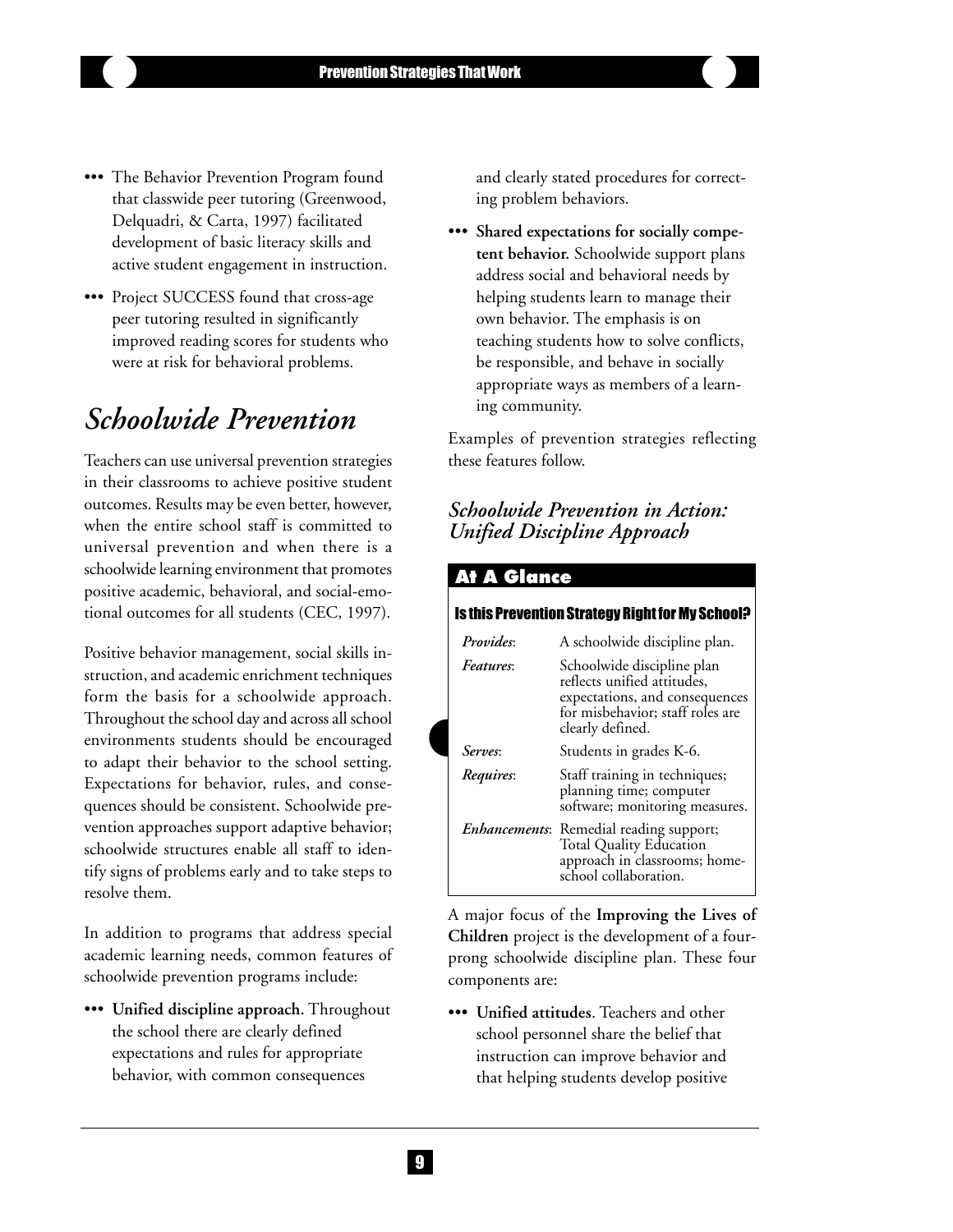- The Behavior Prevention Program found that classwide peer tutoring (Greenwood, Delquadri, & Carta, 1997) facilitated development of basic literacy skills and active student engagement in instruction.
- Project SUCCESS found that cross-age peer tutoring resulted in significantly improved reading scores for students who were at risk for behavioral problems.

## *Schoolwide Prevention*

Teachers can use universal prevention strategies in their classrooms to achieve positive student outcomes. Results may be even better, however, when the entire school staff is committed to universal prevention and when there is a schoolwide learning environment that promotes positive academic, behavioral, and social-emotional outcomes for all students (CEC, 1997).

Positive behavior management, social skills instruction, and academic enrichment techniques form the basis for a schoolwide approach. Throughout the school day and across all school environments students should be encouraged to adapt their behavior to the school setting. Expectations for behavior, rules, and consequences should be consistent. Schoolwide prevention approaches support adaptive behavior; schoolwide structures enable all staff to identify signs of problems early and to take steps to resolve them.

In addition to programs that address special academic learning needs, common features of schoolwide prevention programs include:

- **Unified discipline approach.** Throughout the school there are clearly defined expectations and rules for appropriate behavior, with common consequences and clearly stated procedures for correcting problem behaviors.
- **Shared expectations for socially competent behavior.** Schoolwide support plans address social and behavioral needs by helping students learn to manage their own behavior. The emphasis is on teaching students how to solve conflicts, be responsible, and behave in socially appropriate ways as members of a learning community.

Examples of prevention strategies reflecting these features follow.

### *Schoolwide Prevention in Action: Unified Discipline Approach*

**At A Glance**

**Is this Prevention Strategy Right for My School?**

| | |
|---|---|
| *Provides*: | A schoolwide discipline plan. |
| *Features*: | Schoolwide discipline plan reflects unified attitudes, expectations, and consequences for misbehavior; staff roles are clearly defined. |
| *Serves*: | Students in grades K-6. |
| *Requires*: | Staff training in techniques; planning time; computer software; monitoring measures. |
| *Enhancements*: | Remedial reading support; Total Quality Education approach in classrooms; home-school collaboration. |

A major focus of the **Improving the Lives of Children** project is the development of a four-prong schoolwide discipline plan. These four components are:

- **Unified attitudes**. Teachers and other school personnel share the belief that instruction can improve behavior and that helping students develop positive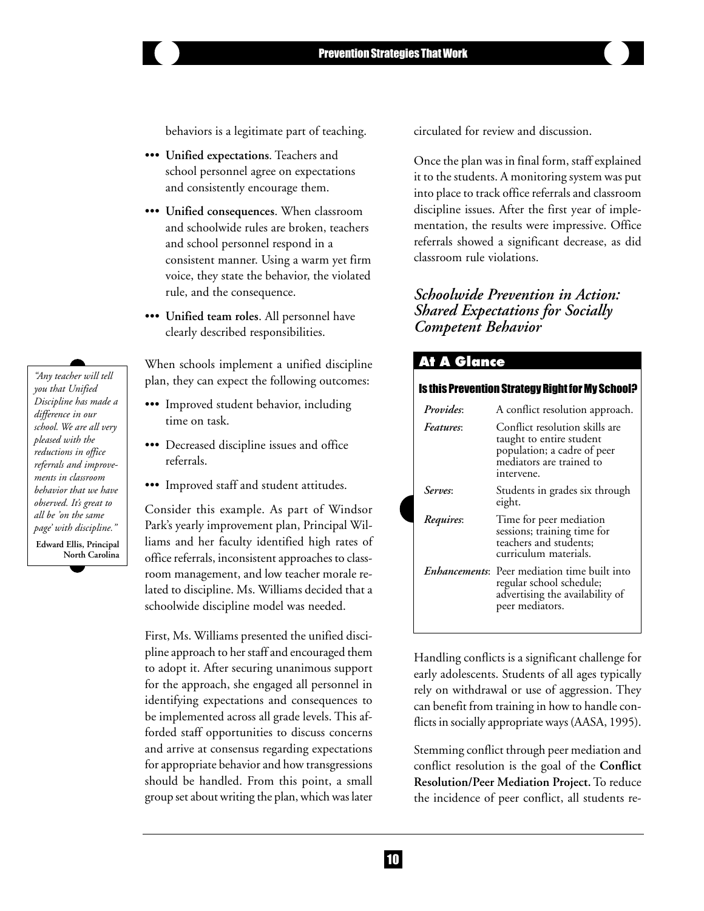behaviors is a legitimate part of teaching.

- **Unified expectations**. Teachers and school personnel agree on expectations and consistently encourage them.
- **Unified consequences**. When classroom and schoolwide rules are broken, teachers and school personnel respond in a consistent manner. Using a warm yet firm voice, they state the behavior, the violated rule, and the consequence.
- **Unified team roles**. All personnel have clearly described responsibilities.

When schools implement a unified discipline plan, they can expect the following outcomes:

- Improved student behavior, including time on task.
- Decreased discipline issues and office referrals.
- Improved staff and student attitudes.

> *"Any teacher will tell you that Unified Discipline has made a difference in our school. We are all very pleased with the reductions in office referrals and improvements in classroom behavior that we have observed. It's great to all be 'on the same page' with discipline."*
>
> **Edward Ellis, Principal North Carolina**

Consider this example. As part of Windsor Park's yearly improvement plan, Principal Williams and her faculty identified high rates of office referrals, inconsistent approaches to classroom management, and low teacher morale related to discipline. Ms. Williams decided that a schoolwide discipline model was needed.

First, Ms. Williams presented the unified discipline approach to her staff and encouraged them to adopt it. After securing unanimous support for the approach, she engaged all personnel in identifying expectations and consequences to be implemented across all grade levels. This afforded staff opportunities to discuss concerns and arrive at consensus regarding expectations for appropriate behavior and how transgressions should be handled. From this point, a small group set about writing the plan, which was later circulated for review and discussion.

Once the plan was in final form, staff explained it to the students. A monitoring system was put into place to track office referrals and classroom discipline issues. After the first year of implementation, the results were impressive. Office referrals showed a significant decrease, as did classroom rule violations.

### *Schoolwide Prevention in Action: Shared Expectations for Socially Competent Behavior*

**At A Glance**

**Is this Prevention Strategy Right for My School?**

| | |
|---|---|
| *Provides*: | A conflict resolution approach. |
| *Features*: | Conflict resolution skills are taught to entire student population; a cadre of peer mediators are trained to intervene. |
| *Serves*: | Students in grades six through eight. |
| *Requires*: | Time for peer mediation sessions; training time for teachers and students; curriculum materials. |
| *Enhancements*: | Peer mediation time built into regular school schedule; advertising the availability of peer mediators. |

Handling conflicts is a significant challenge for early adolescents. Students of all ages typically rely on withdrawal or use of aggression. They can benefit from training in how to handle conflicts in socially appropriate ways (AASA, 1995).

Stemming conflict through peer mediation and conflict resolution is the goal of the **Conflict Resolution/Peer Mediation Project.** To reduce the incidence of peer conflict, all students re-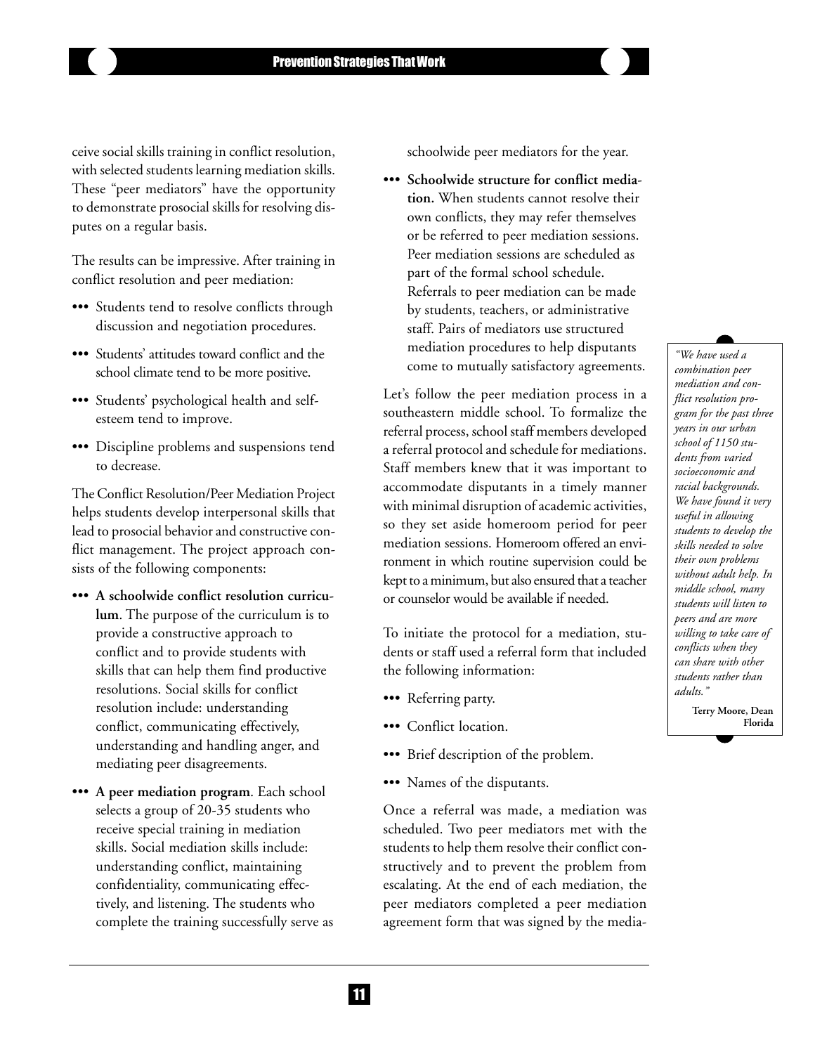ceive social skills training in conflict resolution, with selected students learning mediation skills. These "peer mediators" have the opportunity to demonstrate prosocial skills for resolving disputes on a regular basis.

The results can be impressive. After training in conflict resolution and peer mediation:

- Students tend to resolve conflicts through discussion and negotiation procedures.
- Students' attitudes toward conflict and the school climate tend to be more positive.
- Students' psychological health and self-esteem tend to improve.
- Discipline problems and suspensions tend to decrease.

The Conflict Resolution/Peer Mediation Project helps students develop interpersonal skills that lead to prosocial behavior and constructive conflict management. The project approach consists of the following components:

- **A schoolwide conflict resolution curriculum**. The purpose of the curriculum is to provide a constructive approach to conflict and to provide students with skills that can help them find productive resolutions. Social skills for conflict resolution include: understanding conflict, communicating effectively, understanding and handling anger, and mediating peer disagreements.
- **A peer mediation program**. Each school selects a group of 20-35 students who receive special training in mediation skills. Social mediation skills include: understanding conflict, maintaining confidentiality, communicating effectively, and listening. The students who complete the training successfully serve as schoolwide peer mediators for the year.
- **Schoolwide structure for conflict mediation.** When students cannot resolve their own conflicts, they may refer themselves or be referred to peer mediation sessions. Peer mediation sessions are scheduled as part of the formal school schedule. Referrals to peer mediation can be made by students, teachers, or administrative staff. Pairs of mediators use structured mediation procedures to help disputants come to mutually satisfactory agreements.

Let's follow the peer mediation process in a southeastern middle school. To formalize the referral process, school staff members developed a referral protocol and schedule for mediations. Staff members knew that it was important to accommodate disputants in a timely manner with minimal disruption of academic activities, so they set aside homeroom period for peer mediation sessions. Homeroom offered an environment in which routine supervision could be kept to a minimum, but also ensured that a teacher or counselor would be available if needed.

To initiate the protocol for a mediation, students or staff used a referral form that included the following information:

- Referring party.
- Conflict location.
- Brief description of the problem.
- Names of the disputants.

Once a referral was made, a mediation was scheduled. Two peer mediators met with the students to help them resolve their conflict constructively and to prevent the problem from escalating. At the end of each mediation, the peer mediators completed a peer mediation agreement form that was signed by the media-

> *"We have used a combination peer mediation and conflict resolution program for the past three years in our urban school of 1150 students from varied socioeconomic and racial backgrounds. We have found it very useful in allowing students to develop the skills needed to solve their own problems without adult help. In middle school, many students will listen to peers and are more willing to take care of conflicts when they can share with other students rather than adults."*
>
> **Terry Moore, Dean**
> **Florida**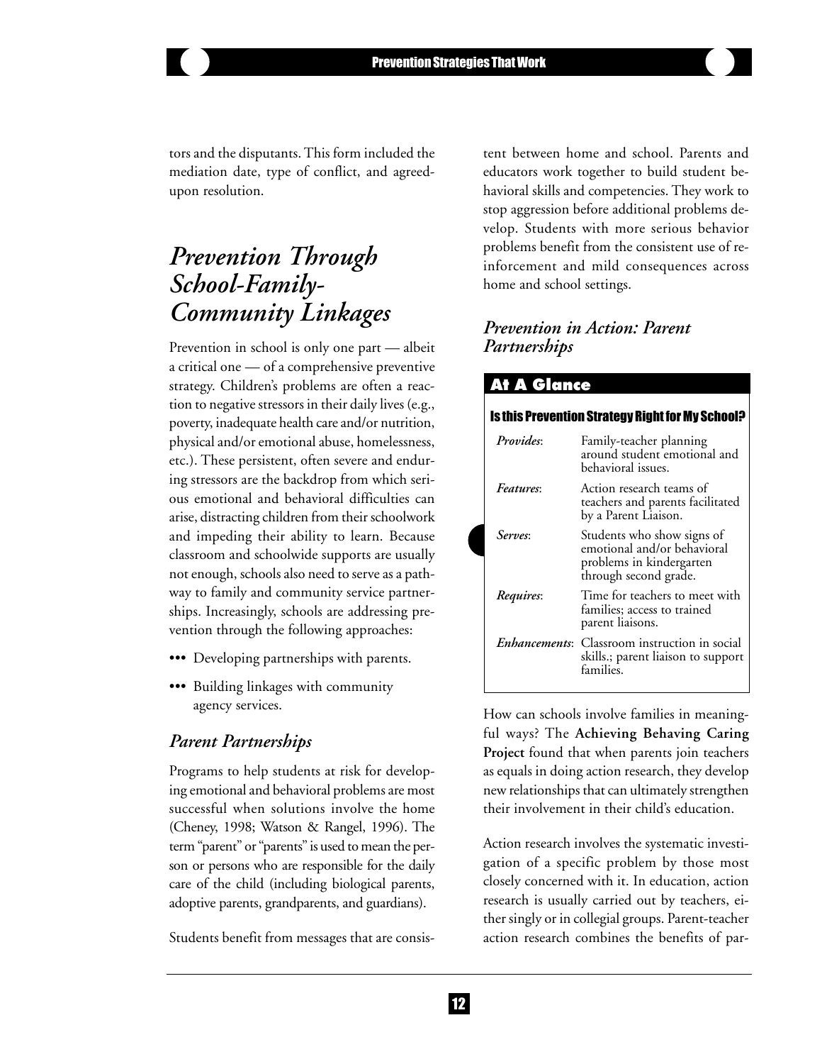tors and the disputants. This form included the mediation date, type of conflict, and agreed-upon resolution.

# *Prevention Through School-Family-Community Linkages*

Prevention in school is only one part — albeit a critical one — of a comprehensive preventive strategy. Children's problems are often a reaction to negative stressors in their daily lives (e.g., poverty, inadequate health care and/or nutrition, physical and/or emotional abuse, homelessness, etc.). These persistent, often severe and enduring stressors are the backdrop from which serious emotional and behavioral difficulties can arise, distracting children from their schoolwork and impeding their ability to learn. Because classroom and schoolwide supports are usually not enough, schools also need to serve as a pathway to family and community service partnerships. Increasingly, schools are addressing prevention through the following approaches:

- Developing partnerships with parents.
- Building linkages with community agency services.

## *Parent Partnerships*

Programs to help students at risk for developing emotional and behavioral problems are most successful when solutions involve the home (Cheney, 1998; Watson & Rangel, 1996). The term "parent" or "parents" is used to mean the person or persons who are responsible for the daily care of the child (including biological parents, adoptive parents, grandparents, and guardians).

Students benefit from messages that are consistent between home and school. Parents and educators work together to build student behavioral skills and competencies. They work to stop aggression before additional problems develop. Students with more serious behavior problems benefit from the consistent use of reinforcement and mild consequences across home and school settings.

### *Prevention in Action: Parent Partnerships*

**At A Glance**

**Is this Prevention Strategy Right for My School?**

| | |
|---|---|
| *Provides*: | Family-teacher planning around student emotional and behavioral issues. |
| *Features*: | Action research teams of teachers and parents facilitated by a Parent Liaison. |
| *Serves*: | Students who show signs of emotional and/or behavioral problems in kindergarten through second grade. |
| *Requires*: | Time for teachers to meet with families; access to trained parent liaisons. |
| *Enhancements*: | Classroom instruction in social skills.; parent liaison to support families. |

How can schools involve families in meaningful ways? The **Achieving Behaving Caring Project** found that when parents join teachers as equals in doing action research, they develop new relationships that can ultimately strengthen their involvement in their child's education.

Action research involves the systematic investigation of a specific problem by those most closely concerned with it. In education, action research is usually carried out by teachers, either singly or in collegial groups. Parent-teacher action research combines the benefits of par-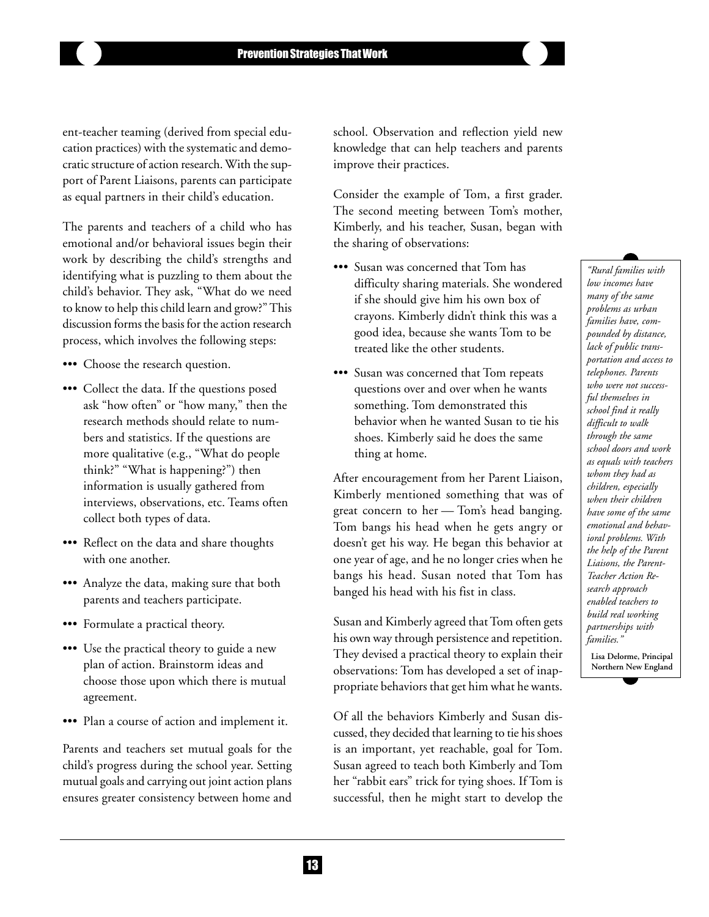ent-teacher teaming (derived from special education practices) with the systematic and democratic structure of action research. With the support of Parent Liaisons, parents can participate as equal partners in their child's education.

The parents and teachers of a child who has emotional and/or behavioral issues begin their work by describing the child's strengths and identifying what is puzzling to them about the child's behavior. They ask, "What do we need to know to help this child learn and grow?" This discussion forms the basis for the action research process, which involves the following steps:

- Choose the research question.
- Collect the data. If the questions posed ask "how often" or "how many," then the research methods should relate to numbers and statistics. If the questions are more qualitative (e.g., "What do people think?" "What is happening?") then information is usually gathered from interviews, observations, etc. Teams often collect both types of data.
- Reflect on the data and share thoughts with one another.
- Analyze the data, making sure that both parents and teachers participate.
- Formulate a practical theory.
- Use the practical theory to guide a new plan of action. Brainstorm ideas and choose those upon which there is mutual agreement.
- Plan a course of action and implement it.

Parents and teachers set mutual goals for the child's progress during the school year. Setting mutual goals and carrying out joint action plans ensures greater consistency between home and school. Observation and reflection yield new knowledge that can help teachers and parents improve their practices.

Consider the example of Tom, a first grader. The second meeting between Tom's mother, Kimberly, and his teacher, Susan, began with the sharing of observations:

- Susan was concerned that Tom has difficulty sharing materials. She wondered if she should give him his own box of crayons. Kimberly didn't think this was a good idea, because she wants Tom to be treated like the other students.
- Susan was concerned that Tom repeats questions over and over when he wants something. Tom demonstrated this behavior when he wanted Susan to tie his shoes. Kimberly said he does the same thing at home.

After encouragement from her Parent Liaison, Kimberly mentioned something that was of great concern to her — Tom's head banging. Tom bangs his head when he gets angry or doesn't get his way. He began this behavior at one year of age, and he no longer cries when he bangs his head. Susan noted that Tom has banged his head with his fist in class.

Susan and Kimberly agreed that Tom often gets his own way through persistence and repetition. They devised a practical theory to explain their observations: Tom has developed a set of inappropriate behaviors that get him what he wants.

Of all the behaviors Kimberly and Susan discussed, they decided that learning to tie his shoes is an important, yet reachable, goal for Tom. Susan agreed to teach both Kimberly and Tom her "rabbit ears" trick for tying shoes. If Tom is successful, then he might start to develop the

> *"Rural families with low incomes have many of the same problems as urban families have, compounded by distance, lack of public transportation and access to telephones. Parents who were not successful themselves in school find it really difficult to walk through the same school doors and work as equals with teachers whom they had as children, especially when their children have some of the same emotional and behavioral problems. With the help of the Parent Liaisons, the Parent-Teacher Action Research approach enabled teachers to build real working partnerships with families."*
>
> **Lisa Delorme, Principal**
> **Northern New England**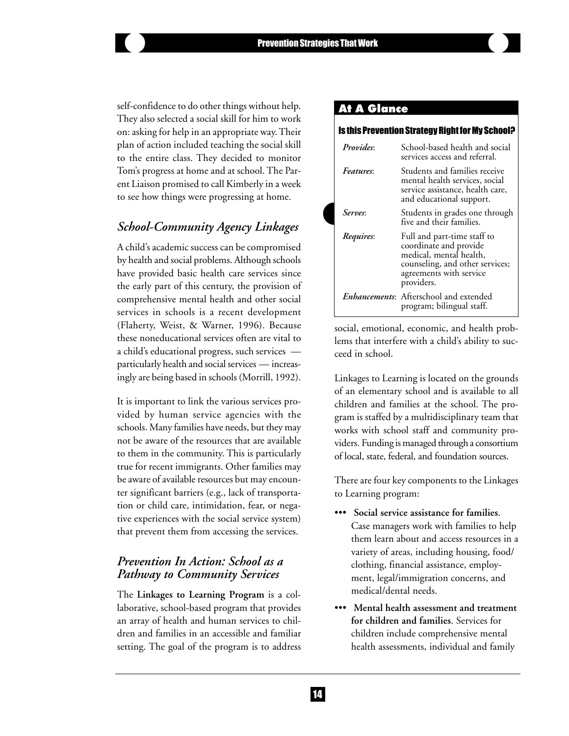self-confidence to do other things without help. They also selected a social skill for him to work on: asking for help in an appropriate way. Their plan of action included teaching the social skill to the entire class. They decided to monitor Tom's progress at home and at school. The Parent Liaison promised to call Kimberly in a week to see how things were progressing at home.

## *School-Community Agency Linkages*

A child's academic success can be compromised by health and social problems. Although schools have provided basic health care services since the early part of this century, the provision of comprehensive mental health and other social services in schools is a recent development (Flaherty, Weist, & Warner, 1996). Because these noneducational services often are vital to a child's educational progress, such services — particularly health and social services — increasingly are being based in schools (Morrill, 1992).

It is important to link the various services provided by human service agencies with the schools. Many families have needs, but they may not be aware of the resources that are available to them in the community. This is particularly true for recent immigrants. Other families may be aware of available resources but may encounter significant barriers (e.g., lack of transportation or child care, intimidation, fear, or negative experiences with the social service system) that prevent them from accessing the services.

## *Prevention In Action: School as a Pathway to Community Services*

The **Linkages to Learning Program** is a collaborative, school-based program that provides an array of health and human services to children and families in an accessible and familiar setting. The goal of the program is to address social, emotional, economic, and health problems that interfere with a child's ability to succeed in school.

### At A Glance

**Is this Prevention Strategy Right for My School?**

| | |
|---|---|
| *Provides*: | School-based health and social services access and referral. |
| *Features*: | Students and families receive mental health services, social service assistance, health care, and educational support. |
| *Serves*: | Students in grades one through five and their families. |
| *Requires*: | Full and part-time staff to coordinate and provide medical, mental health, counseling, and other services; agreements with service providers. |
| *Enhancements*: | Afterschool and extended program; bilingual staff. |

Linkages to Learning is located on the grounds of an elementary school and is available to all children and families at the school. The program is staffed by a multidisciplinary team that works with school staff and community providers. Funding is managed through a consortium of local, state, federal, and foundation sources.

There are four key components to the Linkages to Learning program:

- **Social service assistance for families**. Case managers work with families to help them learn about and access resources in a variety of areas, including housing, food/clothing, financial assistance, employment, legal/immigration concerns, and medical/dental needs.
- **Mental health assessment and treatment for children and families**. Services for children include comprehensive mental health assessments, individual and family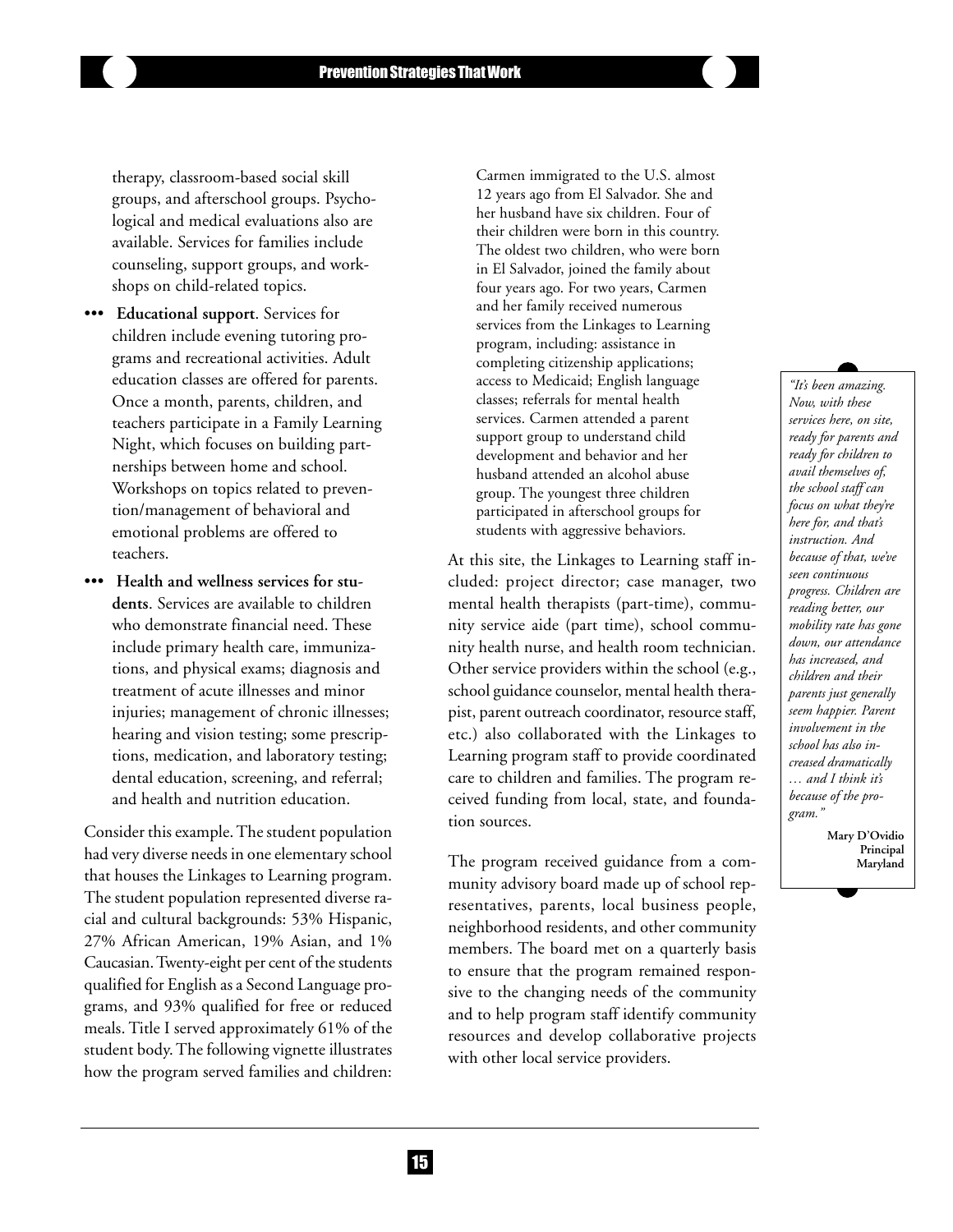therapy, classroom-based social skill groups, and afterschool groups. Psychological and medical evaluations also are available. Services for families include counseling, support groups, and workshops on child-related topics.

- **Educational support**. Services for children include evening tutoring programs and recreational activities. Adult education classes are offered for parents. Once a month, parents, children, and teachers participate in a Family Learning Night, which focuses on building partnerships between home and school. Workshops on topics related to prevention/management of behavioral and emotional problems are offered to teachers.
- **Health and wellness services for students**. Services are available to children who demonstrate financial need. These include primary health care, immunizations, and physical exams; diagnosis and treatment of acute illnesses and minor injuries; management of chronic illnesses; hearing and vision testing; some prescriptions, medication, and laboratory testing; dental education, screening, and referral; and health and nutrition education.

Consider this example. The student population had very diverse needs in one elementary school that houses the Linkages to Learning program. The student population represented diverse racial and cultural backgrounds: 53% Hispanic, 27% African American, 19% Asian, and 1% Caucasian. Twenty-eight per cent of the students qualified for English as a Second Language programs, and 93% qualified for free or reduced meals. Title I served approximately 61% of the student body. The following vignette illustrates how the program served families and children:

> Carmen immigrated to the U.S. almost 12 years ago from El Salvador. She and her husband have six children. Four of their children were born in this country. The oldest two children, who were born in El Salvador, joined the family about four years ago. For two years, Carmen and her family received numerous services from the Linkages to Learning program, including: assistance in completing citizenship applications; access to Medicaid; English language classes; referrals for mental health services. Carmen attended a parent support group to understand child development and behavior and her husband attended an alcohol abuse group. The youngest three children participated in afterschool groups for students with aggressive behaviors.

At this site, the Linkages to Learning staff included: project director; case manager, two mental health therapists (part-time), community service aide (part time), school community health nurse, and health room technician. Other service providers within the school (e.g., school guidance counselor, mental health therapist, parent outreach coordinator, resource staff, etc.) also collaborated with the Linkages to Learning program staff to provide coordinated care to children and families. The program received funding from local, state, and foundation sources.

The program received guidance from a community advisory board made up of school representatives, parents, local business people, neighborhood residents, and other community members. The board met on a quarterly basis to ensure that the program remained responsive to the changing needs of the community and to help program staff identify community resources and develop collaborative projects with other local service providers.

> *"It's been amazing. Now, with these services here, on site, ready for parents and ready for children to avail themselves of, the school staff can focus on what they're here for, and that's instruction. And because of that, we've seen continuous progress. Children are reading better, our mobility rate has gone down, our attendance has increased, and children and their parents just generally seem happier. Parent involvement in the school has also increased dramatically … and I think it's because of the program."*
>
> **Mary D'Ovidio**
> **Principal**
> **Maryland**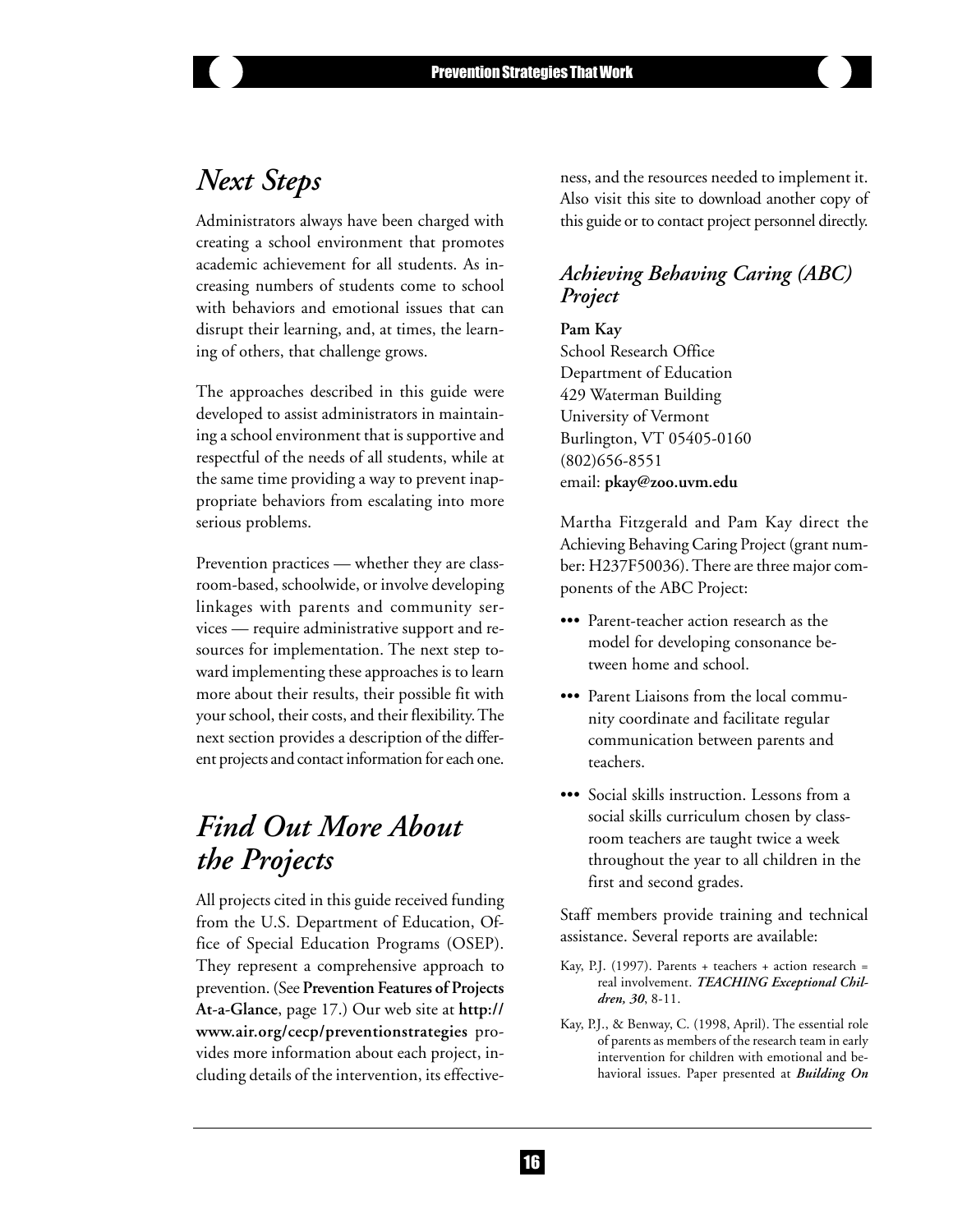## *Next Steps*

Administrators always have been charged with creating a school environment that promotes academic achievement for all students. As increasing numbers of students come to school with behaviors and emotional issues that can disrupt their learning, and, at times, the learning of others, that challenge grows.

The approaches described in this guide were developed to assist administrators in maintaining a school environment that is supportive and respectful of the needs of all students, while at the same time providing a way to prevent inappropriate behaviors from escalating into more serious problems.

Prevention practices — whether they are classroom-based, schoolwide, or involve developing linkages with parents and community services — require administrative support and resources for implementation. The next step toward implementing these approaches is to learn more about their results, their possible fit with your school, their costs, and their flexibility. The next section provides a description of the different projects and contact information for each one.

## *Find Out More About the Projects*

All projects cited in this guide received funding from the U.S. Department of Education, Office of Special Education Programs (OSEP). They represent a comprehensive approach to prevention. (See **Prevention Features of Projects At-a-Glance**, page 17.) Our web site at **http://www.air.org/cecp/preventionstrategies** provides more information about each project, including details of the intervention, its effectiveness, and the resources needed to implement it. Also visit this site to download another copy of this guide or to contact project personnel directly.

### *Achieving Behaving Caring (ABC) Project*

**Pam Kay**
School Research Office
Department of Education
429 Waterman Building
University of Vermont
Burlington, VT 05405-0160
(802)656-8551
email: **pkay@zoo.uvm.edu**

Martha Fitzgerald and Pam Kay direct the Achieving Behaving Caring Project (grant number: H237F50036). There are three major components of the ABC Project:

- Parent-teacher action research as the model for developing consonance between home and school.
- Parent Liaisons from the local community coordinate and facilitate regular communication between parents and teachers.
- Social skills instruction. Lessons from a social skills curriculum chosen by classroom teachers are taught twice a week throughout the year to all children in the first and second grades.

Staff members provide training and technical assistance. Several reports are available:

Kay, P.J. (1997). Parents + teachers + action research = real involvement. ***TEACHING Exceptional Children, 30***, 8-11.

Kay, P.J., & Benway, C. (1998, April). The essential role of parents as members of the research team in early intervention for children with emotional and behavioral issues. Paper presented at ***Building On***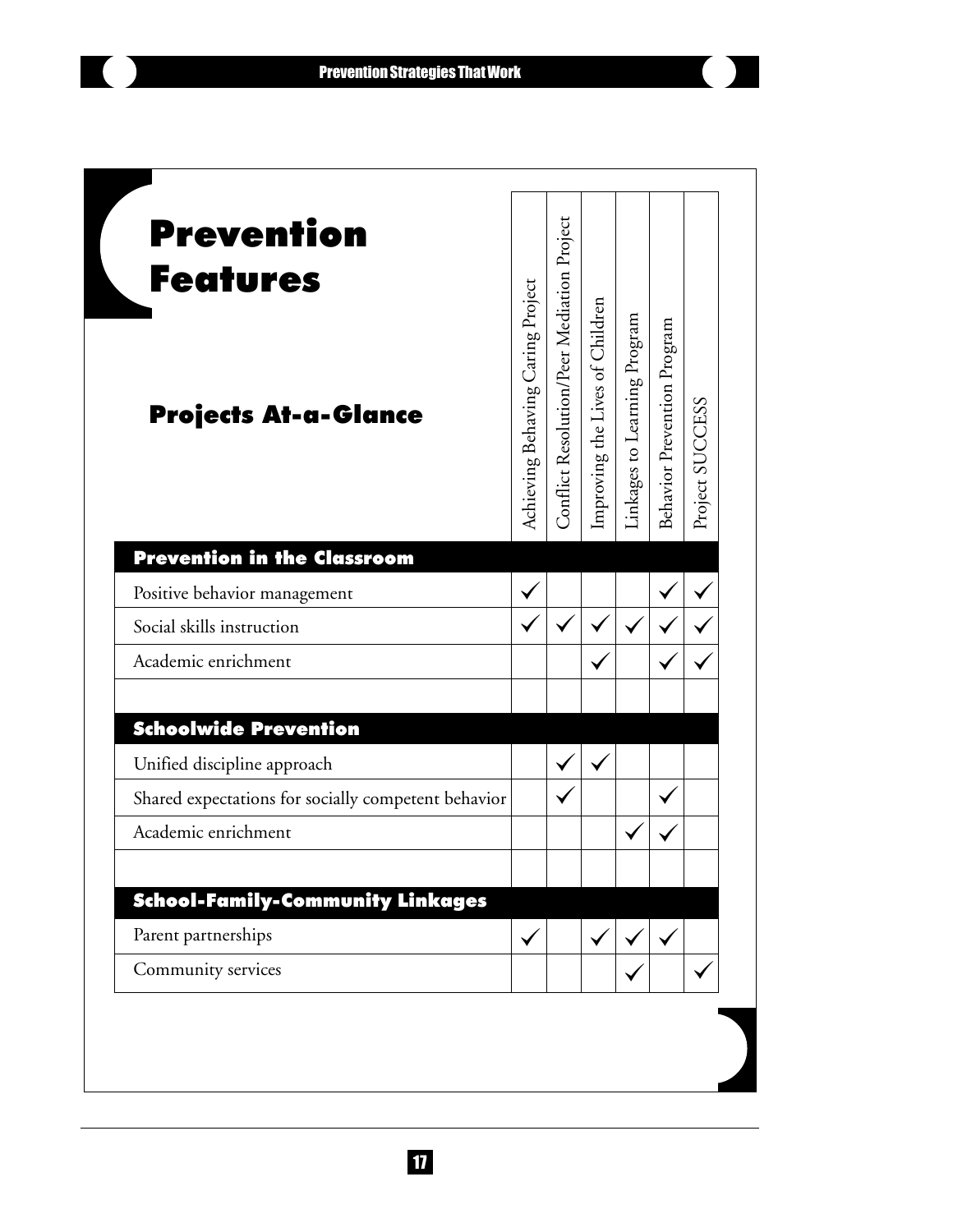# Prevention Features

## Projects At-a-Glance

| | Achieving Behaving Caring Project | Conflict Resolution/Peer Mediation Project | Improving the Lives of Children | Linkages to Learning Program | Behavior Prevention Program | Project SUCCESS |
|---|---|---|---|---|---|---|
| **Prevention in the Classroom** | | | | | | |
| Positive behavior management | ✓ | | | | ✓ | ✓ |
| Social skills instruction | ✓ | ✓ | ✓ | ✓ | ✓ | ✓ |
| Academic enrichment | | | ✓ | | ✓ | ✓ |
| | | | | | | |
| **Schoolwide Prevention** | | | | | | |
| Unified discipline approach | | ✓ | ✓ | | | |
| Shared expectations for socially competent behavior | | ✓ | | | ✓ | |
| Academic enrichment | | | | ✓ | ✓ | |
| | | | | | | |
| **School-Family-Community Linkages** | | | | | | |
| Parent partnerships | ✓ | | ✓ | ✓ | ✓ | |
| Community services | | | | ✓ | | ✓ |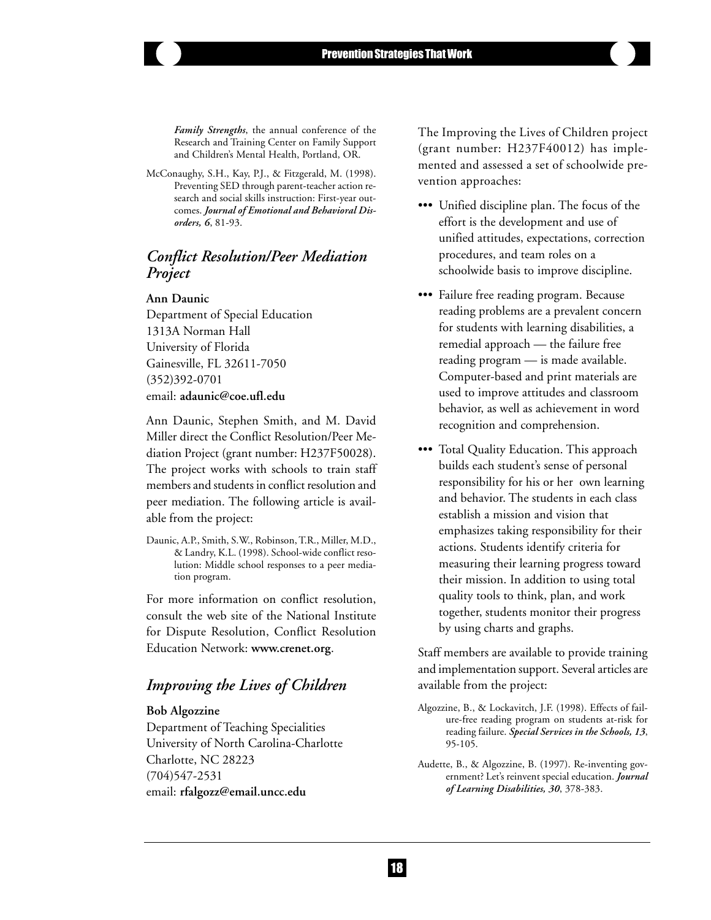*Family Strengths*, the annual conference of the Research and Training Center on Family Support and Children's Mental Health, Portland, OR.

McConaughy, S.H., Kay, P.J., & Fitzgerald, M. (1998). Preventing SED through parent-teacher action research and social skills instruction: First-year outcomes. ***Journal of Emotional and Behavioral Disorders, 6***, 81-93.

## *Conflict Resolution/Peer Mediation Project*

**Ann Daunic**
Department of Special Education
1313A Norman Hall
University of Florida
Gainesville, FL 32611-7050
(352)392-0701
email: **adaunic@coe.ufl.edu**

Ann Daunic, Stephen Smith, and M. David Miller direct the Conflict Resolution/Peer Mediation Project (grant number: H237F50028). The project works with schools to train staff members and students in conflict resolution and peer mediation. The following article is available from the project:

Daunic, A.P., Smith, S.W., Robinson, T.R., Miller, M.D., & Landry, K.L. (1998). School-wide conflict resolution: Middle school responses to a peer mediation program.

For more information on conflict resolution, consult the web site of the National Institute for Dispute Resolution, Conflict Resolution Education Network: **www.crenet.org**.

## *Improving the Lives of Children*

**Bob Algozzine**
Department of Teaching Specialities
University of North Carolina-Charlotte
Charlotte, NC 28223
(704)547-2531
email: **rfalgozz@email.uncc.edu**

The Improving the Lives of Children project (grant number: H237F40012) has implemented and assessed a set of schoolwide prevention approaches:

- Unified discipline plan. The focus of the effort is the development and use of unified attitudes, expectations, correction procedures, and team roles on a schoolwide basis to improve discipline.
- Failure free reading program. Because reading problems are a prevalent concern for students with learning disabilities, a remedial approach — the failure free reading program — is made available. Computer-based and print materials are used to improve attitudes and classroom behavior, as well as achievement in word recognition and comprehension.
- Total Quality Education. This approach builds each student's sense of personal responsibility for his or her own learning and behavior. The students in each class establish a mission and vision that emphasizes taking responsibility for their actions. Students identify criteria for measuring their learning progress toward their mission. In addition to using total quality tools to think, plan, and work together, students monitor their progress by using charts and graphs.

Staff members are available to provide training and implementation support. Several articles are available from the project:

Algozzine, B., & Lockavitch, J.F. (1998). Effects of failure-free reading program on students at-risk for reading failure. ***Special Services in the Schools, 13***, 95-105.

Audette, B., & Algozzine, B. (1997). Re-inventing government? Let's reinvent special education. ***Journal of Learning Disabilities, 30***, 378-383.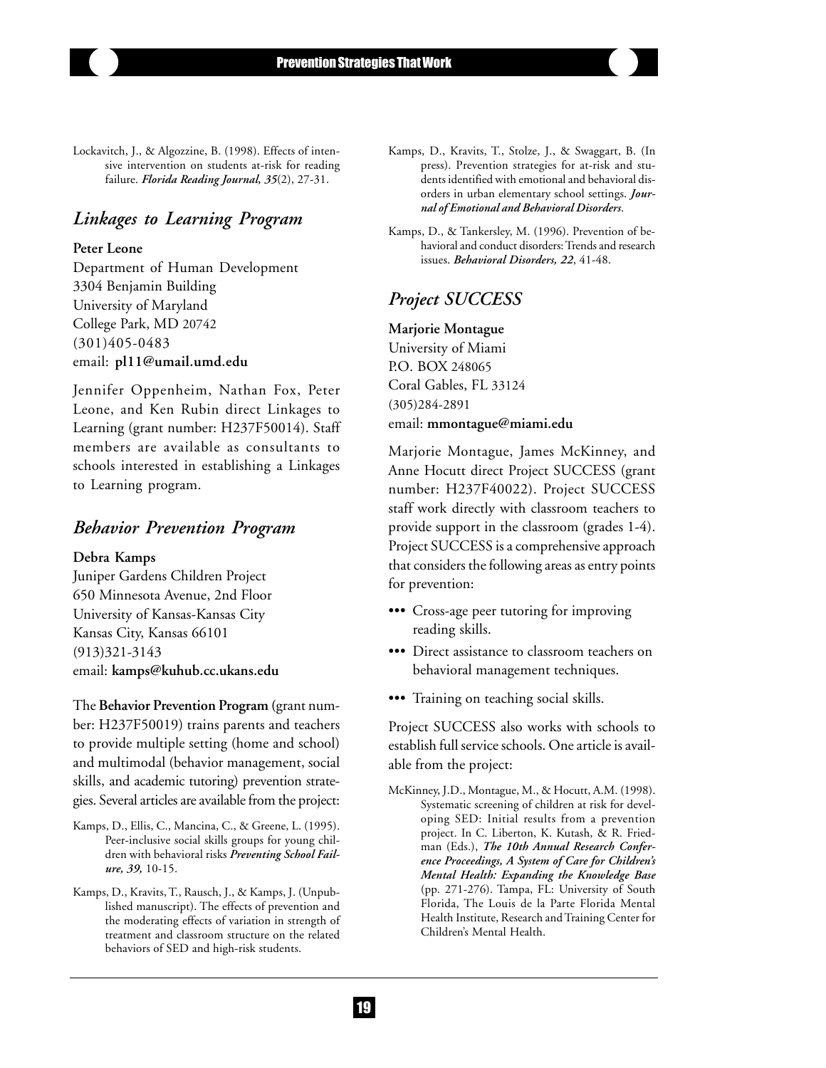Lockavitch, J., & Algozzine, B. (1998). Effects of intensive intervention on students at-risk for reading failure. ***Florida Reading Journal, 35***(2), 27-31.

## *Linkages to Learning Program*

**Peter Leone**
Department of Human Development
3304 Benjamin Building
University of Maryland
College Park, MD 20742
(301)405-0483
email: **pl11@umail.umd.edu**

Jennifer Oppenheim, Nathan Fox, Peter Leone, and Ken Rubin direct Linkages to Learning (grant number: H237F50014). Staff members are available as consultants to schools interested in establishing a Linkages to Learning program.

## *Behavior Prevention Program*

**Debra Kamps**
Juniper Gardens Children Project
650 Minnesota Avenue, 2nd Floor
University of Kansas-Kansas City
Kansas City, Kansas 66101
(913)321-3143
email: **kamps@kuhub.cc.ukans.edu**

The **Behavior Prevention Program** (grant number: H237F50019) trains parents and teachers to provide multiple setting (home and school) and multimodal (behavior management, social skills, and academic tutoring) prevention strategies. Several articles are available from the project:

Kamps, D., Ellis, C., Mancina, C., & Greene, L. (1995). Peer-inclusive social skills groups for young children with behavioral risks ***Preventing School Failure, 39,*** 10-15.

Kamps, D., Kravits, T., Rausch, J., & Kamps, J. (Unpublished manuscript). The effects of prevention and the moderating effects of variation in strength of treatment and classroom structure on the related behaviors of SED and high-risk students.

Kamps, D., Kravits, T., Stolze, J., & Swaggart, B. (In press). Prevention strategies for at-risk and students identified with emotional and behavioral disorders in urban elementary school settings. ***Journal of Emotional and Behavioral Disorders***.

Kamps, D., & Tankersley, M. (1996). Prevention of behavioral and conduct disorders: Trends and research issues. ***Behavioral Disorders, 22***, 41-48.

## *Project SUCCESS*

**Marjorie Montague**
University of Miami
P.O. BOX 248065
Coral Gables, FL 33124
(305)284-2891
email: **mmontague@miami.edu**

Marjorie Montague, James McKinney, and Anne Hocutt direct Project SUCCESS (grant number: H237F40022). Project SUCCESS staff work directly with classroom teachers to provide support in the classroom (grades 1-4). Project SUCCESS is a comprehensive approach that considers the following areas as entry points for prevention:

- Cross-age peer tutoring for improving reading skills.
- Direct assistance to classroom teachers on behavioral management techniques.
- Training on teaching social skills.

Project SUCCESS also works with schools to establish full service schools. One article is available from the project:

McKinney, J.D., Montague, M., & Hocutt, A.M. (1998). Systematic screening of children at risk for developing SED: Initial results from a prevention project. In C. Liberton, K. Kutash, & R. Friedman (Eds.), ***The 10th Annual Research Conference Proceedings, A System of Care for Children's Mental Health: Expanding the Knowledge Base*** (pp. 271-276). Tampa, FL: University of South Florida, The Louis de la Parte Florida Mental Health Institute, Research and Training Center for Children's Mental Health.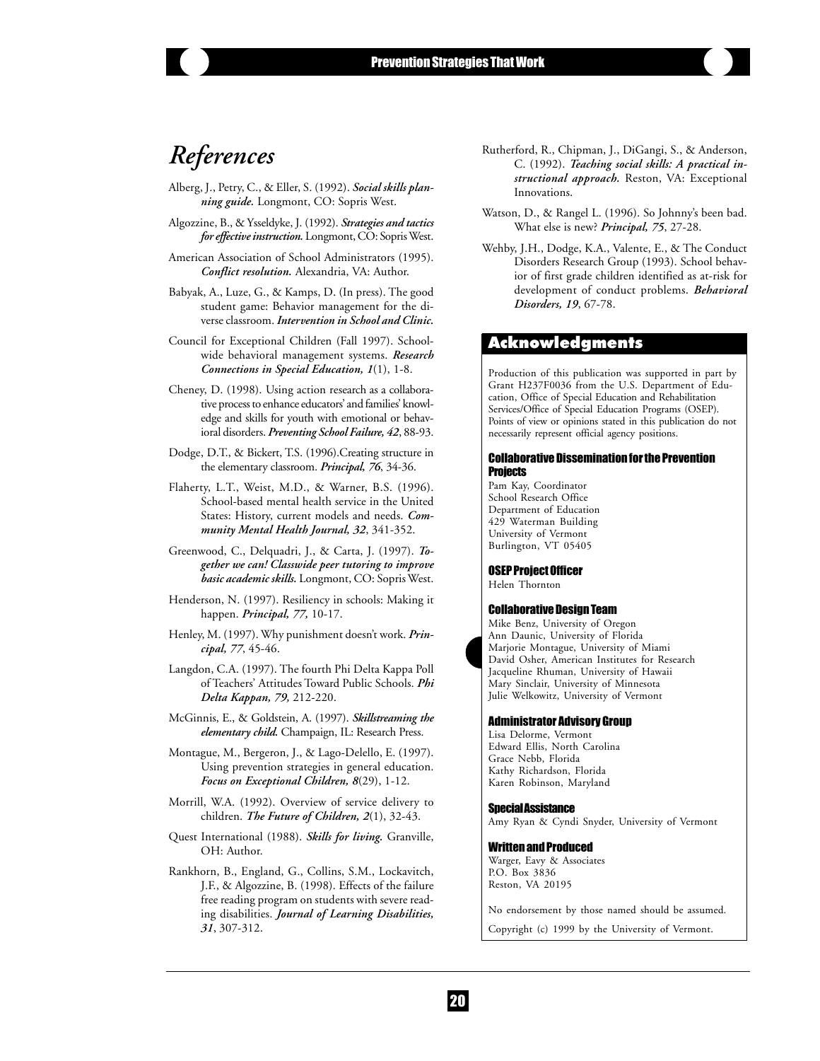# References

Alberg, J., Petry, C., & Eller, S. (1992). ***Social skills planning guide.*** Longmont, CO: Sopris West.

Algozzine, B., & Ysseldyke, J. (1992). ***Strategies and tactics for effective instruction.*** Longmont, CO: Sopris West.

American Association of School Administrators (1995). ***Conflict resolution.*** Alexandria, VA: Author.

Babyak, A., Luze, G., & Kamps, D. (In press). The good student game: Behavior management for the diverse classroom. ***Intervention in School and Clinic.***

Council for Exceptional Children (Fall 1997). Schoolwide behavioral management systems. ***Research Connections in Special Education, 1***(1), 1-8.

Cheney, D. (1998). Using action research as a collaborative process to enhance educators' and families' knowledge and skills for youth with emotional or behavioral disorders. ***Preventing School Failure, 42***, 88-93.

Dodge, D.T., & Bickert, T.S. (1996).Creating structure in the elementary classroom. ***Principal, 76***, 34-36.

Flaherty, L.T., Weist, M.D., & Warner, B.S. (1996). School-based mental health service in the United States: History, current models and needs. ***Community Mental Health Journal, 32***, 341-352.

Greenwood, C., Delquadri, J., & Carta, J. (1997). ***Together we can! Classwide peer tutoring to improve basic academic skills.*** Longmont, CO: Sopris West.

Henderson, N. (1997). Resiliency in schools: Making it happen. ***Principal, 77,*** 10-17.

Henley, M. (1997). Why punishment doesn't work. ***Principal, 77***, 45-46.

Langdon, C.A. (1997). The fourth Phi Delta Kappa Poll of Teachers' Attitudes Toward Public Schools. ***Phi Delta Kappan, 79,*** 212-220.

McGinnis, E., & Goldstein, A. (1997). ***Skillstreaming the elementary child.*** Champaign, IL: Research Press.

Montague, M., Bergeron, J., & Lago-Delello, E. (1997). Using prevention strategies in general education. ***Focus on Exceptional Children, 8***(29), 1-12.

Morrill, W.A. (1992). Overview of service delivery to children. ***The Future of Children, 2***(1), 32-43.

Quest International (1988). ***Skills for living.*** Granville, OH: Author.

Rankhorn, B., England, G., Collins, S.M., Lockavitch, J.F., & Algozzine, B. (1998). Effects of the failure free reading program on students with severe reading disabilities. ***Journal of Learning Disabilities, 31***, 307-312.

Rutherford, R., Chipman, J., DiGangi, S., & Anderson, C. (1992). ***Teaching social skills: A practical instructional approach.*** Reston, VA: Exceptional Innovations.

Watson, D., & Rangel L. (1996). So Johnny's been bad. What else is new? ***Principal, 75***, 27-28.

Wehby, J.H., Dodge, K.A., Valente, E., & The Conduct Disorders Research Group (1993). School behavior of first grade children identified as at-risk for development of conduct problems. ***Behavioral Disorders, 19***, 67-78.

## Acknowledgments

Production of this publication was supported in part by Grant H237F0036 from the U.S. Department of Education, Office of Special Education and Rehabilitation Services/Office of Special Education Programs (OSEP). Points of view or opinions stated in this publication do not necessarily represent official agency positions.

### Collaborative Dissemination for the Prevention Projects

Pam Kay, Coordinator
School Research Office
Department of Education
429 Waterman Building
University of Vermont
Burlington, VT 05405

### OSEP Project Officer

Helen Thornton

### Collaborative Design Team

Mike Benz, University of Oregon
Ann Daunic, University of Florida
Marjorie Montague, University of Miami
David Osher, American Institutes for Research
Jacqueline Rhuman, University of Hawaii
Mary Sinclair, University of Minnesota
Julie Welkowitz, University of Vermont

### Administrator Advisory Group

Lisa Delorme, Vermont
Edward Ellis, North Carolina
Grace Nebb, Florida
Kathy Richardson, Florida
Karen Robinson, Maryland

### Special Assistance

Amy Ryan & Cyndi Snyder, University of Vermont

### Written and Produced

Warger, Eavy & Associates
P.O. Box 3836
Reston, VA 20195

No endorsement by those named should be assumed.

Copyright (c) 1999 by the University of Vermont.